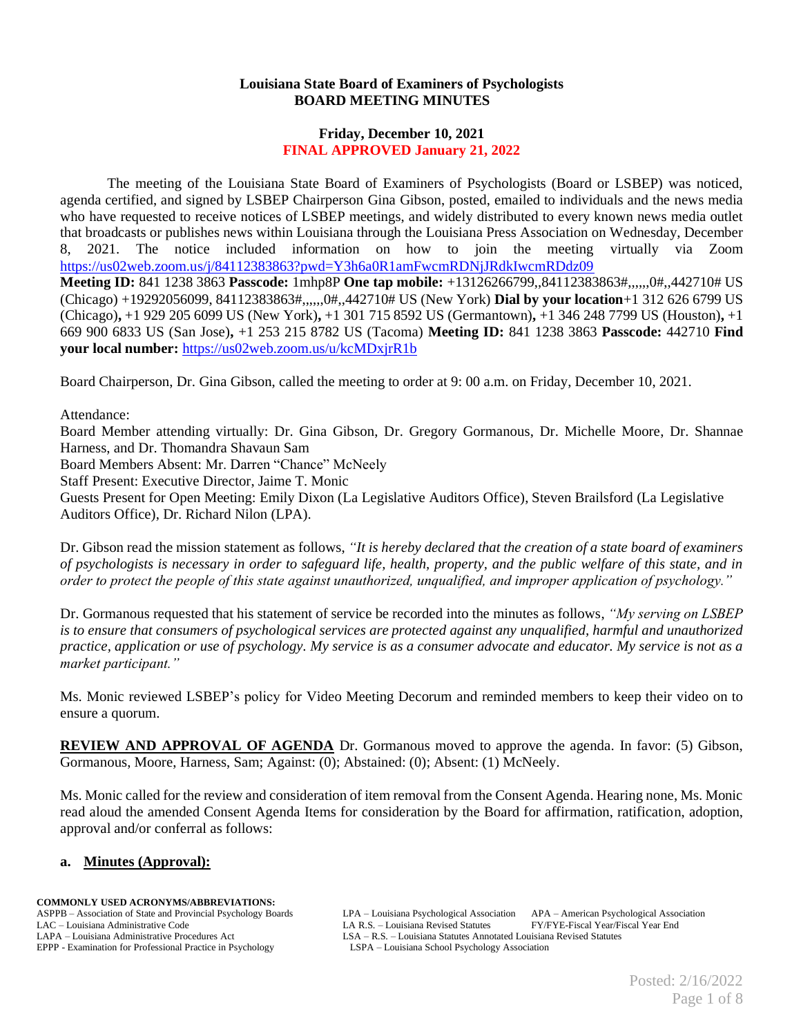**Louisiana State Board of Examiners of Psychologists**
**BOARD MEETING MINUTES**

**Friday, December 10, 2021**
**FINAL APPROVED January 21, 2022**

The meeting of the Louisiana State Board of Examiners of Psychologists (Board or LSBEP) was noticed, agenda certified, and signed by LSBEP Chairperson Gina Gibson, posted, emailed to individuals and the news media who have requested to receive notices of LSBEP meetings, and widely distributed to every known news media outlet that broadcasts or publishes news within Louisiana through the Louisiana Press Association on Wednesday, December 8, 2021. The notice included information on how to join the meeting virtually via Zoom https://us02web.zoom.us/j/84112383863?pwd=Y3h6a0R1amFwcmRDNjJRdkIwcmRDdz09
**Meeting ID:** 841 1238 3863 **Passcode:** 1mhp8P **One tap mobile:** +13126266799,,84112383863#,,,,,,0#,,442710# US (Chicago) +19292056099, 84112383863#,,,,,,0#,,442710# US (New York) **Dial by your location**+1 312 626 6799 US (Chicago)**,** +1 929 205 6099 US (New York)**,** +1 301 715 8592 US (Germantown)**,** +1 346 248 7799 US (Houston)**,** +1 669 900 6833 US (San Jose)**,** +1 253 215 8782 US (Tacoma) **Meeting ID:** 841 1238 3863 **Passcode:** 442710 **Find your local number:** https://us02web.zoom.us/u/kcMDxjrR1b

Board Chairperson, Dr. Gina Gibson, called the meeting to order at 9: 00 a.m. on Friday, December 10, 2021.

Attendance:
Board Member attending virtually: Dr. Gina Gibson, Dr. Gregory Gormanous, Dr. Michelle Moore, Dr. Shannae Harness, and Dr. Thomandra Shavaun Sam
Board Members Absent: Mr. Darren "Chance" McNeely
Staff Present: Executive Director, Jaime T. Monic
Guests Present for Open Meeting: Emily Dixon (La Legislative Auditors Office), Steven Brailsford (La Legislative Auditors Office), Dr. Richard Nilon (LPA).

Dr. Gibson read the mission statement as follows, *"It is hereby declared that the creation of a state board of examiners of psychologists is necessary in order to safeguard life, health, property, and the public welfare of this state, and in order to protect the people of this state against unauthorized, unqualified, and improper application of psychology."*

Dr. Gormanous requested that his statement of service be recorded into the minutes as follows, *"My serving on LSBEP is to ensure that consumers of psychological services are protected against any unqualified, harmful and unauthorized practice, application or use of psychology. My service is as a consumer advocate and educator. My service is not as a market participant."*

Ms. Monic reviewed LSBEP's policy for Video Meeting Decorum and reminded members to keep their video on to ensure a quorum.

**REVIEW AND APPROVAL OF AGENDA** Dr. Gormanous moved to approve the agenda. In favor: (5) Gibson, Gormanous, Moore, Harness, Sam; Against: (0); Abstained: (0); Absent: (1) McNeely.

Ms. Monic called for the review and consideration of item removal from the Consent Agenda. Hearing none, Ms. Monic read aloud the amended Consent Agenda Items for consideration by the Board for affirmation, ratification, adoption, approval and/or conferral as follows:

**a. Minutes (Approval):**

**COMMONLY USED ACRONYMS/ABBREVIATIONS:**
ASPPB – Association of State and Provincial Psychology Boards
LAC – Louisiana Administrative Code
LAPA – Louisiana Administrative Procedures Act
EPPP - Examination for Professional Practice in Psychology
LPA – Louisiana Psychological Association
LA R.S. – Louisiana Revised Statutes
LSA – R.S. – Louisiana Statutes Annotated Louisiana Revised Statutes
LSPA – Louisiana School Psychology Association
APA – American Psychological Association
FY/FYE-Fiscal Year/Fiscal Year End

Posted: 2/16/2022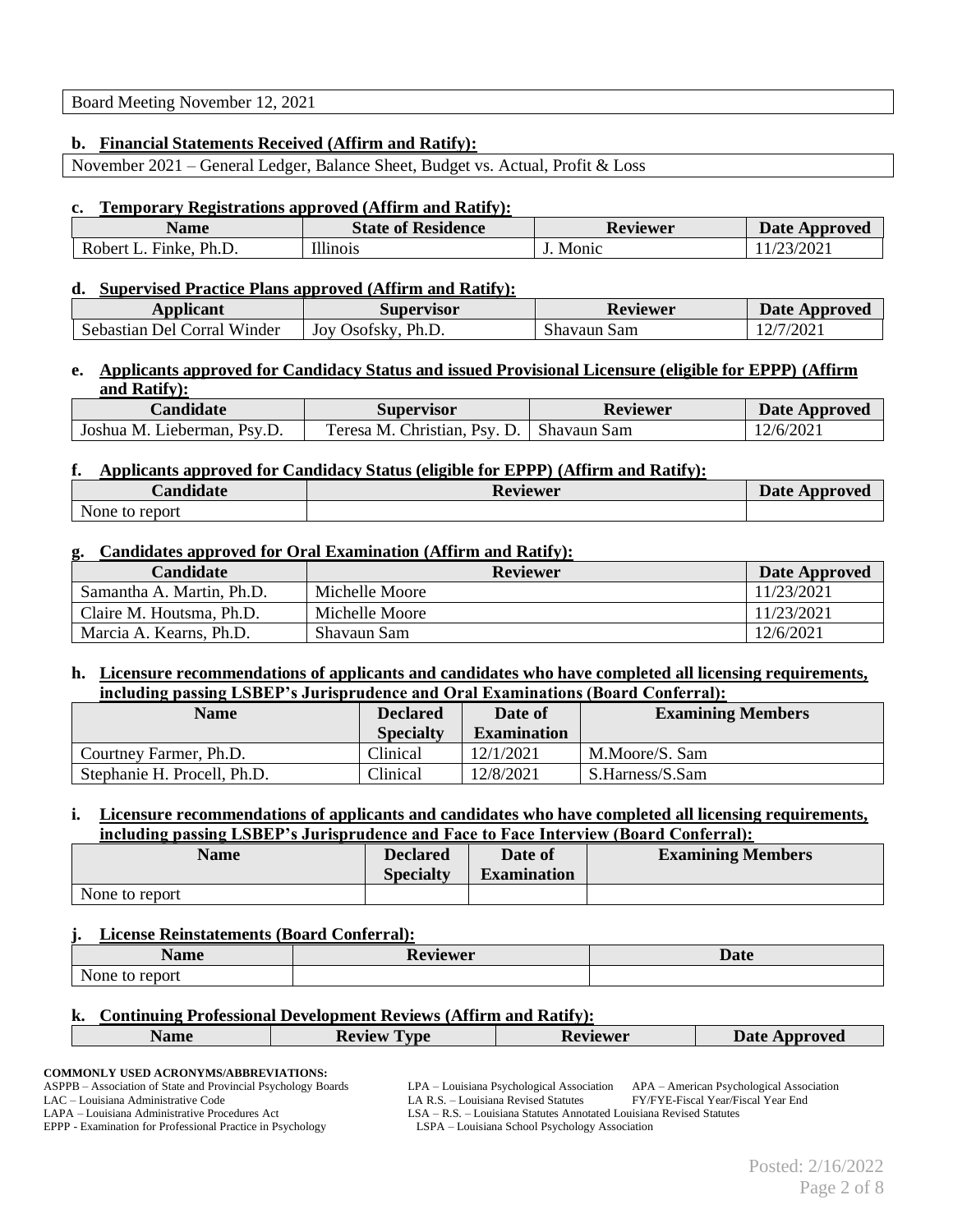Board Meeting November 12, 2021

**b. Financial Statements Received (Affirm and Ratify):**

November 2021 – General Ledger, Balance Sheet, Budget vs. Actual, Profit & Loss

**c. Temporary Registrations approved (Affirm and Ratify):**

| Name | State of Residence | Reviewer | Date Approved |
|---|---|---|---|
| Robert L. Finke, Ph.D. | Illinois | J. Monic | 11/23/2021 |

**d. Supervised Practice Plans approved (Affirm and Ratify):**

| Applicant | Supervisor | Reviewer | Date Approved |
|---|---|---|---|
| Sebastian Del Corral Winder | Joy Osofsky, Ph.D. | Shavaun Sam | 12/7/2021 |

**e. Applicants approved for Candidacy Status and issued Provisional Licensure (eligible for EPPP) (Affirm and Ratify):**

| Candidate | Supervisor | Reviewer | Date Approved |
|---|---|---|---|
| Joshua M. Lieberman, Psy.D. | Teresa M. Christian, Psy. D. | Shavaun Sam | 12/6/2021 |

**f. Applicants approved for Candidacy Status (eligible for EPPP) (Affirm and Ratify):**

| Candidate | Reviewer | Date Approved |
|---|---|---|
| None to report | | |

**g. Candidates approved for Oral Examination (Affirm and Ratify):**

| Candidate | Reviewer | Date Approved |
|---|---|---|
| Samantha A. Martin, Ph.D. | Michelle Moore | 11/23/2021 |
| Claire M. Houtsma, Ph.D. | Michelle Moore | 11/23/2021 |
| Marcia A. Kearns, Ph.D. | Shavaun Sam | 12/6/2021 |

**h. Licensure recommendations of applicants and candidates who have completed all licensing requirements, including passing LSBEP's Jurisprudence and Oral Examinations (Board Conferral):**

| Name | Declared Specialty | Date of Examination | Examining Members |
|---|---|---|---|
| Courtney Farmer, Ph.D. | Clinical | 12/1/2021 | M.Moore/S. Sam |
| Stephanie H. Procell, Ph.D. | Clinical | 12/8/2021 | S.Harness/S.Sam |

**i. Licensure recommendations of applicants and candidates who have completed all licensing requirements, including passing LSBEP's Jurisprudence and Face to Face Interview (Board Conferral):**

| Name | Declared Specialty | Date of Examination | Examining Members |
|---|---|---|---|
| None to report | | | |

**j. License Reinstatements (Board Conferral):**

| Name | Reviewer | Date |
|---|---|---|
| None to report | | |

**k. Continuing Professional Development Reviews (Affirm and Ratify):**

| Name | Review Type | Reviewer | Date Approved |
|---|---|---|---|

**COMMONLY USED ACRONYMS/ABBREVIATIONS:**

ASPPB – Association of State and Provincial Psychology Boards
LAC – Louisiana Administrative Code
LAPA – Louisiana Administrative Procedures Act
EPPP - Examination for Professional Practice in Psychology
LPA – Louisiana Psychological Association
LA R.S. – Louisiana Revised Statutes
LSA – R.S. – Louisiana Statutes Annotated Louisiana Revised Statutes
LSPA – Louisiana School Psychology Association
APA – American Psychological Association
FY/FYE-Fiscal Year/Fiscal Year End

Posted: 2/16/2022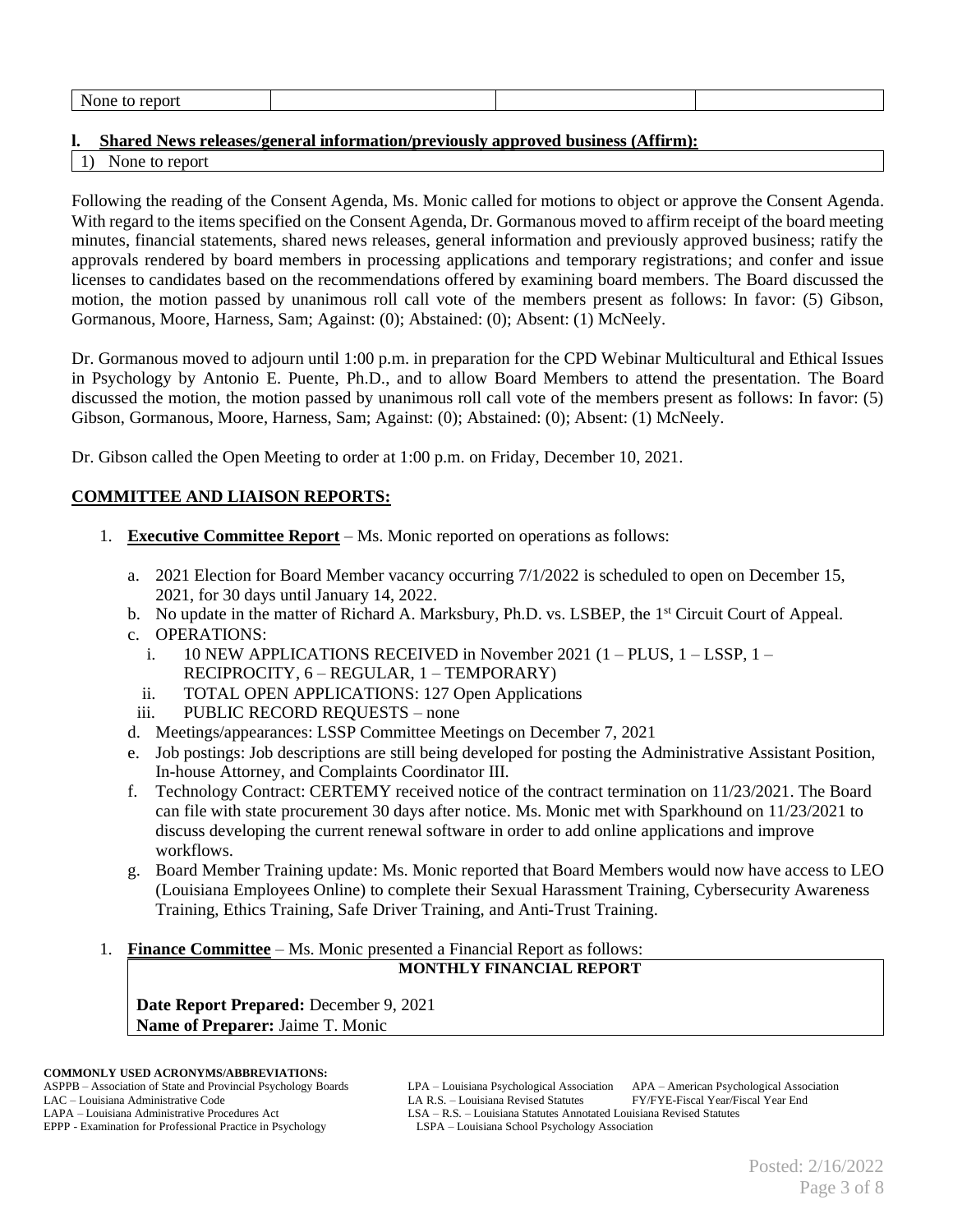| None to report | | | |
|---|---|---|---|

**l. Shared News releases/general information/previously approved business (Affirm):**

| 1) None to report |
|---|

Following the reading of the Consent Agenda, Ms. Monic called for motions to object or approve the Consent Agenda. With regard to the items specified on the Consent Agenda, Dr. Gormanous moved to affirm receipt of the board meeting minutes, financial statements, shared news releases, general information and previously approved business; ratify the approvals rendered by board members in processing applications and temporary registrations; and confer and issue licenses to candidates based on the recommendations offered by examining board members. The Board discussed the motion, the motion passed by unanimous roll call vote of the members present as follows: In favor: (5) Gibson, Gormanous, Moore, Harness, Sam; Against: (0); Abstained: (0); Absent: (1) McNeely.

Dr. Gormanous moved to adjourn until 1:00 p.m. in preparation for the CPD Webinar Multicultural and Ethical Issues in Psychology by Antonio E. Puente, Ph.D., and to allow Board Members to attend the presentation. The Board discussed the motion, the motion passed by unanimous roll call vote of the members present as follows: In favor: (5) Gibson, Gormanous, Moore, Harness, Sam; Against: (0); Abstained: (0); Absent: (1) McNeely.

Dr. Gibson called the Open Meeting to order at 1:00 p.m. on Friday, December 10, 2021.

## COMMITTEE AND LIAISON REPORTS:

1. **Executive Committee Report** – Ms. Monic reported on operations as follows:

   a. 2021 Election for Board Member vacancy occurring 7/1/2022 is scheduled to open on December 15, 2021, for 30 days until January 14, 2022.
   b. No update in the matter of Richard A. Marksbury, Ph.D. vs. LSBEP, the 1st Circuit Court of Appeal.
   c. OPERATIONS:
      i. 10 NEW APPLICATIONS RECEIVED in November 2021 (1 – PLUS, 1 – LSSP, 1 – RECIPROCITY, 6 – REGULAR, 1 – TEMPORARY)
      ii. TOTAL OPEN APPLICATIONS: 127 Open Applications
      iii. PUBLIC RECORD REQUESTS – none
   d. Meetings/appearances: LSSP Committee Meetings on December 7, 2021
   e. Job postings: Job descriptions are still being developed for posting the Administrative Assistant Position, In-house Attorney, and Complaints Coordinator III.
   f. Technology Contract: CERTEMY received notice of the contract termination on 11/23/2021. The Board can file with state procurement 30 days after notice. Ms. Monic met with Sparkhound on 11/23/2021 to discuss developing the current renewal software in order to add online applications and improve workflows.
   g. Board Member Training update: Ms. Monic reported that Board Members would now have access to LEO (Louisiana Employees Online) to complete their Sexual Harassment Training, Cybersecurity Awareness Training, Ethics Training, Safe Driver Training, and Anti-Trust Training.

1. **Finance Committee** – Ms. Monic presented a Financial Report as follows:

| MONTHLY FINANCIAL REPORT |
|---|
| **Date Report Prepared:** December 9, 2021<br>**Name of Preparer:** Jaime T. Monic |

**COMMONLY USED ACRONYMS/ABBREVIATIONS:**
ASPPB – Association of State and Provincial Psychology Boards
LAC – Louisiana Administrative Code
LAPA – Louisiana Administrative Procedures Act
EPPP - Examination for Professional Practice in Psychology
LPA – Louisiana Psychological Association
LA R.S. – Louisiana Revised Statutes
LSA – R.S. – Louisiana Statutes Annotated Louisiana Revised Statutes
LSPA – Louisiana School Psychology Association
APA – American Psychological Association
FY/FYE-Fiscal Year/Fiscal Year End

Posted: 2/16/2022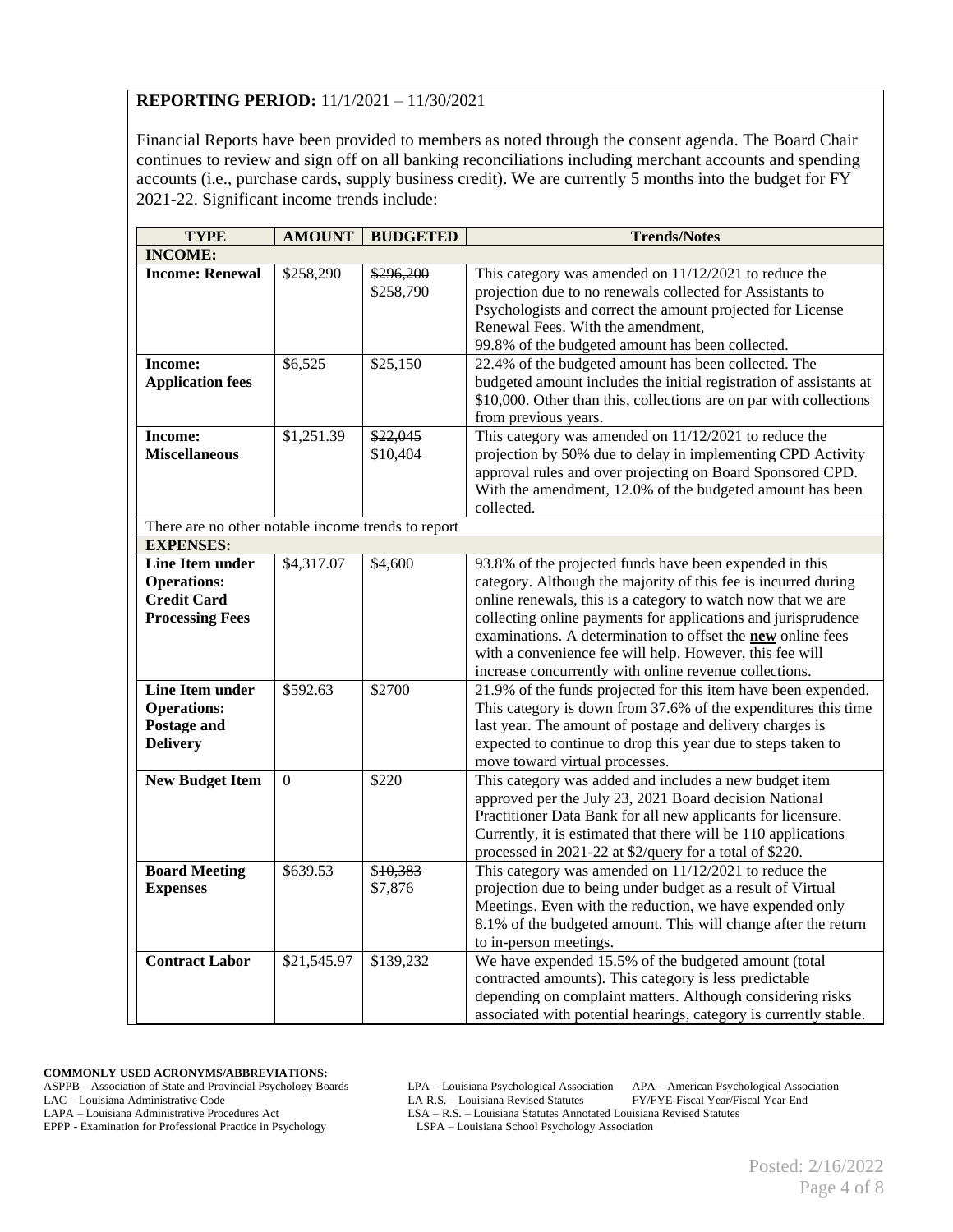**REPORTING PERIOD:** 11/1/2021 – 11/30/2021

Financial Reports have been provided to members as noted through the consent agenda. The Board Chair continues to review and sign off on all banking reconciliations including merchant accounts and spending accounts (i.e., purchase cards, supply business credit). We are currently 5 months into the budget for FY 2021-22. Significant income trends include:

| TYPE | AMOUNT | BUDGETED | Trends/Notes |
|---|---|---|---|
| **INCOME:** | | | |
| **Income: Renewal** | $258,290 | ~~$296,200~~ $258,790 | This category was amended on 11/12/2021 to reduce the projection due to no renewals collected for Assistants to Psychologists and correct the amount projected for License Renewal Fees. With the amendment, 99.8% of the budgeted amount has been collected. |
| **Income: Application fees** | $6,525 | $25,150 | 22.4% of the budgeted amount has been collected. The budgeted amount includes the initial registration of assistants at $10,000. Other than this, collections are on par with collections from previous years. |
| **Income: Miscellaneous** | $1,251.39 | ~~$22,045~~ $10,404 | This category was amended on 11/12/2021 to reduce the projection by 50% due to delay in implementing CPD Activity approval rules and over projecting on Board Sponsored CPD. With the amendment, 12.0% of the budgeted amount has been collected. |
| There are no other notable income trends to report | | | |
| **EXPENSES:** | | | |
| **Line Item under Operations: Credit Card Processing Fees** | $4,317.07 | $4,600 | 93.8% of the projected funds have been expended in this category. Although the majority of this fee is incurred during online renewals, this is a category to watch now that we are collecting online payments for applications and jurisprudence examinations. A determination to offset the **new** online fees with a convenience fee will help. However, this fee will increase concurrently with online revenue collections. |
| **Line Item under Operations: Postage and Delivery** | $592.63 | $2700 | 21.9% of the funds projected for this item have been expended. This category is down from 37.6% of the expenditures this time last year. The amount of postage and delivery charges is expected to continue to drop this year due to steps taken to move toward virtual processes. |
| **New Budget Item** | 0 | $220 | This category was added and includes a new budget item approved per the July 23, 2021 Board decision National Practitioner Data Bank for all new applicants for licensure. Currently, it is estimated that there will be 110 applications processed in 2021-22 at $2/query for a total of $220. |
| **Board Meeting Expenses** | $639.53 | ~~$10,383~~ $7,876 | This category was amended on 11/12/2021 to reduce the projection due to being under budget as a result of Virtual Meetings. Even with the reduction, we have expended only 8.1% of the budgeted amount. This will change after the return to in-person meetings. |
| **Contract Labor** | $21,545.97 | $139,232 | We have expended 15.5% of the budgeted amount (total contracted amounts). This category is less predictable depending on complaint matters. Although considering risks associated with potential hearings, category is currently stable. |

**COMMONLY USED ACRONYMS/ABBREVIATIONS:**

ASPPB – Association of State and Provincial Psychology Boards
LAC – Louisiana Administrative Code
LAPA – Louisiana Administrative Procedures Act
EPPP - Examination for Professional Practice in Psychology
LPA – Louisiana Psychological Association
LA R.S. – Louisiana Revised Statutes
LSA – R.S. – Louisiana Statutes Annotated Louisiana Revised Statutes
LSPA – Louisiana School Psychology Association
APA – American Psychological Association
FY/FYE-Fiscal Year/Fiscal Year End

Posted: 2/16/2022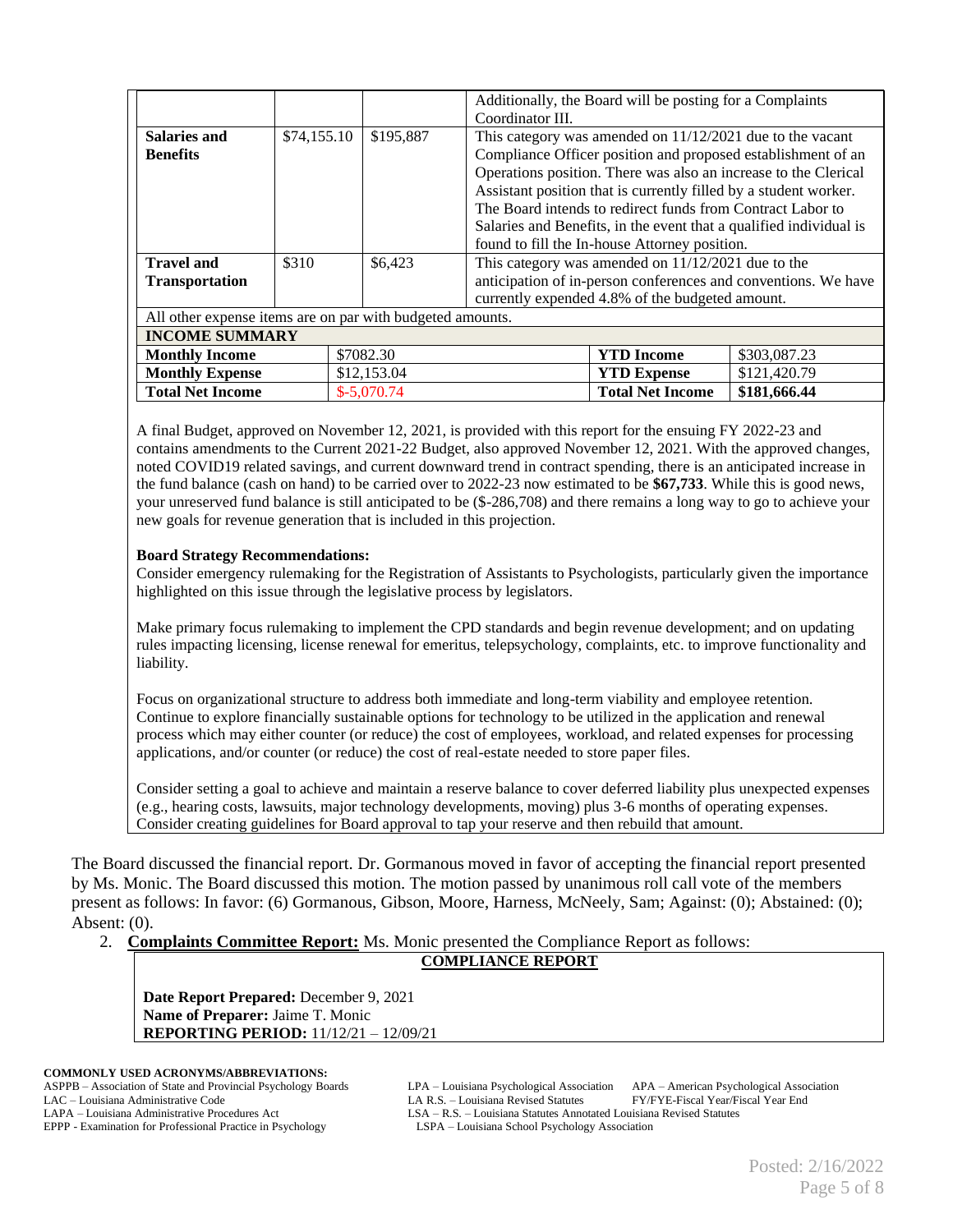| | | | |
|---|---|---|---|
| | | | Additionally, the Board will be posting for a Complaints Coordinator III. |
| **Salaries and Benefits** | $74,155.10 | $195,887 | This category was amended on 11/12/2021 due to the vacant Compliance Officer position and proposed establishment of an Operations position. There was also an increase to the Clerical Assistant position that is currently filled by a student worker. The Board intends to redirect funds from Contract Labor to Salaries and Benefits, in the event that a qualified individual is found to fill the In-house Attorney position. |
| **Travel and Transportation** | $310 | $6,423 | This category was amended on 11/12/2021 due to the anticipation of in-person conferences and conventions. We have currently expended 4.8% of the budgeted amount. |
| All other expense items are on par with budgeted amounts. | | | |

**INCOME SUMMARY**

| | | | |
|---|---|---|---|
| **Monthly Income** | $7082.30 | **YTD Income** | $303,087.23 |
| **Monthly Expense** | $12,153.04 | **YTD Expense** | $121,420.79 |
| **Total Net Income** | $-5,070.74 | **Total Net Income** | **$181,666.44** |

A final Budget, approved on November 12, 2021, is provided with this report for the ensuing FY 2022-23 and contains amendments to the Current 2021-22 Budget, also approved November 12, 2021. With the approved changes, noted COVID19 related savings, and current downward trend in contract spending, there is an anticipated increase in the fund balance (cash on hand) to be carried over to 2022-23 now estimated to be **$67,733**. While this is good news, your unreserved fund balance is still anticipated to be ($-286,708) and there remains a long way to go to achieve your new goals for revenue generation that is included in this projection.

**Board Strategy Recommendations:**

Consider emergency rulemaking for the Registration of Assistants to Psychologists, particularly given the importance highlighted on this issue through the legislative process by legislators.

Make primary focus rulemaking to implement the CPD standards and begin revenue development; and on updating rules impacting licensing, license renewal for emeritus, telepsychology, complaints, etc. to improve functionality and liability.

Focus on organizational structure to address both immediate and long-term viability and employee retention. Continue to explore financially sustainable options for technology to be utilized in the application and renewal process which may either counter (or reduce) the cost of employees, workload, and related expenses for processing applications, and/or counter (or reduce) the cost of real-estate needed to store paper files.

Consider setting a goal to achieve and maintain a reserve balance to cover deferred liability plus unexpected expenses (e.g., hearing costs, lawsuits, major technology developments, moving) plus 3-6 months of operating expenses. Consider creating guidelines for Board approval to tap your reserve and then rebuild that amount.

The Board discussed the financial report. Dr. Gormanous moved in favor of accepting the financial report presented by Ms. Monic. The Board discussed this motion. The motion passed by unanimous roll call vote of the members present as follows: In favor: (6) Gormanous, Gibson, Moore, Harness, McNeely, Sam; Against: (0); Abstained: (0); Absent: (0).

2. **Complaints Committee Report:** Ms. Monic presented the Compliance Report as follows:

**COMPLIANCE REPORT**

**Date Report Prepared:** December 9, 2021
**Name of Preparer:** Jaime T. Monic
**REPORTING PERIOD:** 11/12/21 – 12/09/21

**COMMONLY USED ACRONYMS/ABBREVIATIONS:**
ASPPB – Association of State and Provincial Psychology Boards
LAC – Louisiana Administrative Code
LAPA – Louisiana Administrative Procedures Act
EPPP - Examination for Professional Practice in Psychology
LPA – Louisiana Psychological Association
LA R.S. – Louisiana Revised Statutes
LSA – R.S. – Louisiana Statutes Annotated Louisiana Revised Statutes
LSPA – Louisiana School Psychology Association
APA – American Psychological Association
FY/FYE-Fiscal Year/Fiscal Year End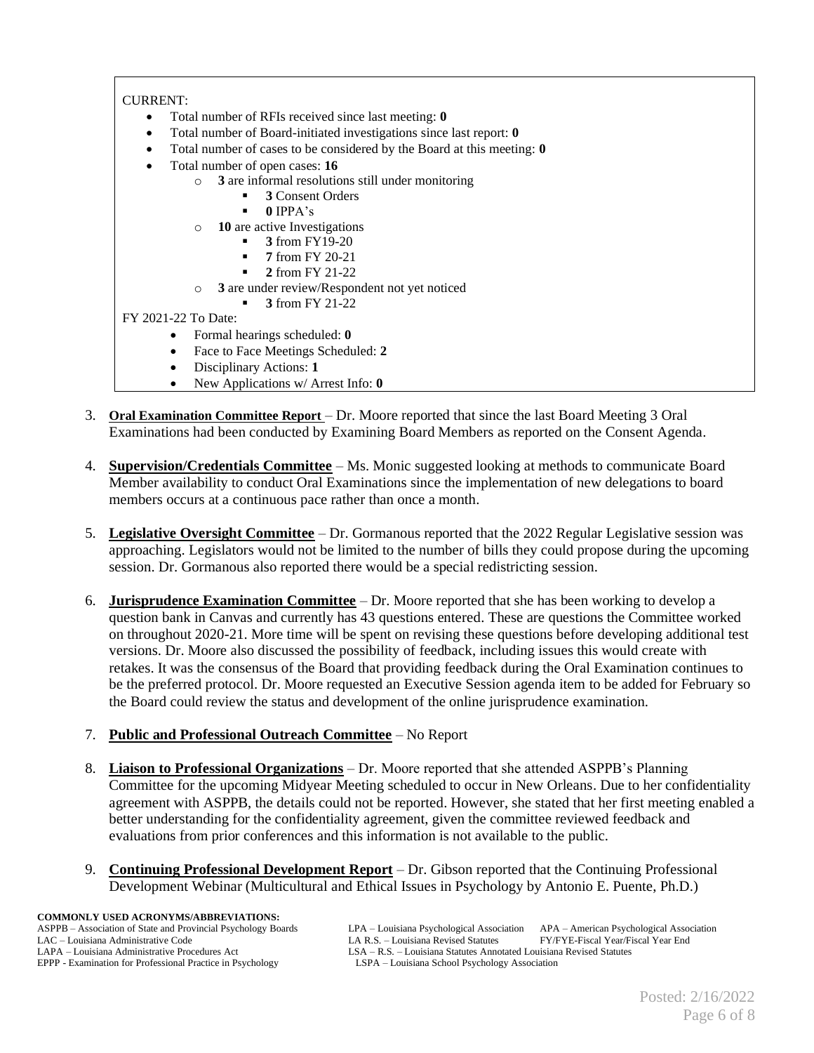CURRENT:

- Total number of RFIs received since last meeting: **0**
- Total number of Board-initiated investigations since last report: **0**
- Total number of cases to be considered by the Board at this meeting: **0**
- Total number of open cases: **16**
  - **3** are informal resolutions still under monitoring
    - **3** Consent Orders
    - **0** IPPA's
  - **10** are active Investigations
    - **3** from FY19-20
    - **7** from FY 20-21
    - **2** from FY 21-22
  - **3** are under review/Respondent not yet noticed
    - **3** from FY 21-22

FY 2021-22 To Date:

- Formal hearings scheduled: **0**
- Face to Face Meetings Scheduled: **2**
- Disciplinary Actions: **1**
- New Applications w/ Arrest Info: **0**

3. **Oral Examination Committee Report** – Dr. Moore reported that since the last Board Meeting 3 Oral Examinations had been conducted by Examining Board Members as reported on the Consent Agenda.

4. **Supervision/Credentials Committee** – Ms. Monic suggested looking at methods to communicate Board Member availability to conduct Oral Examinations since the implementation of new delegations to board members occurs at a continuous pace rather than once a month.

5. **Legislative Oversight Committee** – Dr. Gormanous reported that the 2022 Regular Legislative session was approaching. Legislators would not be limited to the number of bills they could propose during the upcoming session. Dr. Gormanous also reported there would be a special redistricting session.

6. **Jurisprudence Examination Committee** – Dr. Moore reported that she has been working to develop a question bank in Canvas and currently has 43 questions entered. These are questions the Committee worked on throughout 2020-21. More time will be spent on revising these questions before developing additional test versions. Dr. Moore also discussed the possibility of feedback, including issues this would create with retakes. It was the consensus of the Board that providing feedback during the Oral Examination continues to be the preferred protocol. Dr. Moore requested an Executive Session agenda item to be added for February so the Board could review the status and development of the online jurisprudence examination.

7. **Public and Professional Outreach Committee** – No Report

8. **Liaison to Professional Organizations** – Dr. Moore reported that she attended ASPPB's Planning Committee for the upcoming Midyear Meeting scheduled to occur in New Orleans. Due to her confidentiality agreement with ASPPB, the details could not be reported. However, she stated that her first meeting enabled a better understanding for the confidentiality agreement, given the committee reviewed feedback and evaluations from prior conferences and this information is not available to the public.

9. **Continuing Professional Development Report** – Dr. Gibson reported that the Continuing Professional Development Webinar (Multicultural and Ethical Issues in Psychology by Antonio E. Puente, Ph.D.)

**COMMONLY USED ACRONYMS/ABBREVIATIONS:**
ASPPB – Association of State and Provincial Psychology Boards
LAC – Louisiana Administrative Code
LAPA – Louisiana Administrative Procedures Act
EPPP - Examination for Professional Practice in Psychology
LPA – Louisiana Psychological Association
LA R.S. – Louisiana Revised Statutes
LSA – R.S. – Louisiana Statutes Annotated Louisiana Revised Statutes
LSPA – Louisiana School Psychology Association
APA – American Psychological Association
FY/FYE-Fiscal Year/Fiscal Year End

Posted: 2/16/2022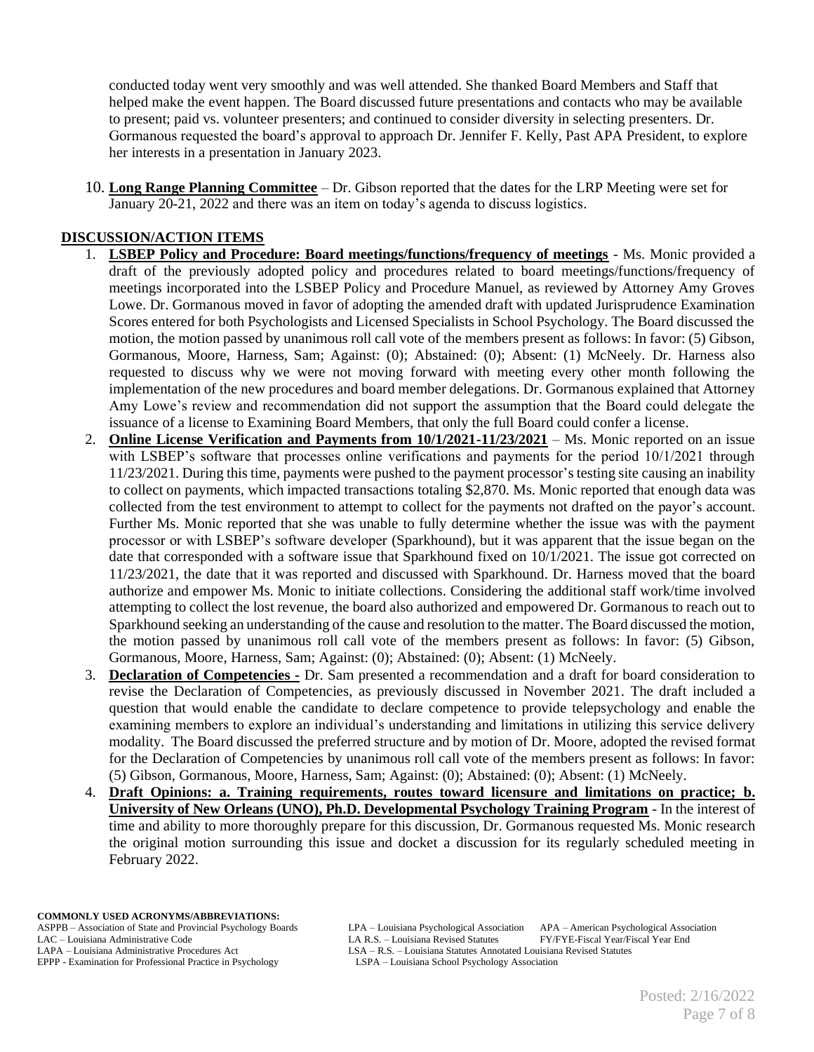conducted today went very smoothly and was well attended. She thanked Board Members and Staff that helped make the event happen. The Board discussed future presentations and contacts who may be available to present; paid vs. volunteer presenters; and continued to consider diversity in selecting presenters. Dr. Gormanous requested the board's approval to approach Dr. Jennifer F. Kelly, Past APA President, to explore her interests in a presentation in January 2023.

10. **Long Range Planning Committee** – Dr. Gibson reported that the dates for the LRP Meeting were set for January 20-21, 2022 and there was an item on today's agenda to discuss logistics.

## DISCUSSION/ACTION ITEMS

1. **LSBEP Policy and Procedure: Board meetings/functions/frequency of meetings** - Ms. Monic provided a draft of the previously adopted policy and procedures related to board meetings/functions/frequency of meetings incorporated into the LSBEP Policy and Procedure Manuel, as reviewed by Attorney Amy Groves Lowe. Dr. Gormanous moved in favor of adopting the amended draft with updated Jurisprudence Examination Scores entered for both Psychologists and Licensed Specialists in School Psychology. The Board discussed the motion, the motion passed by unanimous roll call vote of the members present as follows: In favor: (5) Gibson, Gormanous, Moore, Harness, Sam; Against: (0); Abstained: (0); Absent: (1) McNeely. Dr. Harness also requested to discuss why we were not moving forward with meeting every other month following the implementation of the new procedures and board member delegations. Dr. Gormanous explained that Attorney Amy Lowe's review and recommendation did not support the assumption that the Board could delegate the issuance of a license to Examining Board Members, that only the full Board could confer a license.
2. **Online License Verification and Payments from 10/1/2021-11/23/2021** – Ms. Monic reported on an issue with LSBEP's software that processes online verifications and payments for the period 10/1/2021 through 11/23/2021. During this time, payments were pushed to the payment processor's testing site causing an inability to collect on payments, which impacted transactions totaling $2,870. Ms. Monic reported that enough data was collected from the test environment to attempt to collect for the payments not drafted on the payor's account. Further Ms. Monic reported that she was unable to fully determine whether the issue was with the payment processor or with LSBEP's software developer (Sparkhound), but it was apparent that the issue began on the date that corresponded with a software issue that Sparkhound fixed on 10/1/2021. The issue got corrected on 11/23/2021, the date that it was reported and discussed with Sparkhound. Dr. Harness moved that the board authorize and empower Ms. Monic to initiate collections. Considering the additional staff work/time involved attempting to collect the lost revenue, the board also authorized and empowered Dr. Gormanous to reach out to Sparkhound seeking an understanding of the cause and resolution to the matter. The Board discussed the motion, the motion passed by unanimous roll call vote of the members present as follows: In favor: (5) Gibson, Gormanous, Moore, Harness, Sam; Against: (0); Abstained: (0); Absent: (1) McNeely.
3. **Declaration of Competencies -** Dr. Sam presented a recommendation and a draft for board consideration to revise the Declaration of Competencies, as previously discussed in November 2021. The draft included a question that would enable the candidate to declare competence to provide telepsychology and enable the examining members to explore an individual's understanding and limitations in utilizing this service delivery modality. The Board discussed the preferred structure and by motion of Dr. Moore, adopted the revised format for the Declaration of Competencies by unanimous roll call vote of the members present as follows: In favor: (5) Gibson, Gormanous, Moore, Harness, Sam; Against: (0); Abstained: (0); Absent: (1) McNeely.
4. **Draft Opinions: a. Training requirements, routes toward licensure and limitations on practice; b. University of New Orleans (UNO), Ph.D. Developmental Psychology Training Program** - In the interest of time and ability to more thoroughly prepare for this discussion, Dr. Gormanous requested Ms. Monic research the original motion surrounding this issue and docket a discussion for its regularly scheduled meeting in February 2022.

**COMMONLY USED ACRONYMS/ABBREVIATIONS:**
ASPPB – Association of State and Provincial Psychology Boards
LAC – Louisiana Administrative Code
LAPA – Louisiana Administrative Procedures Act
EPPP - Examination for Professional Practice in Psychology
LPA – Louisiana Psychological Association
LA R.S. – Louisiana Revised Statutes
LSA – R.S. – Louisiana Statutes Annotated Louisiana Revised Statutes
LSPA – Louisiana School Psychology Association
APA – American Psychological Association
FY/FYE-Fiscal Year/Fiscal Year End

Posted: 2/16/2022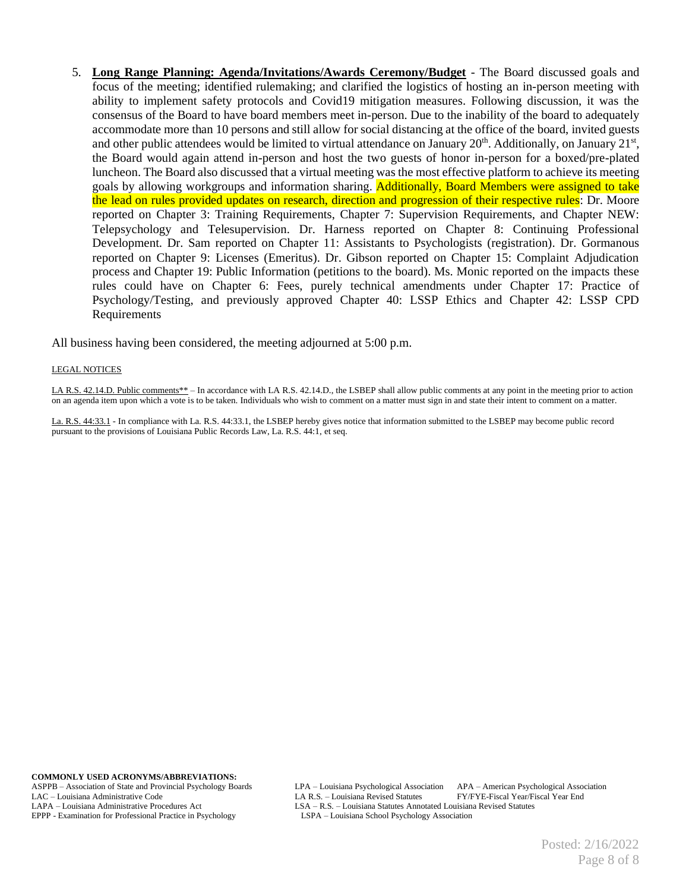5. **Long Range Planning: Agenda/Invitations/Awards Ceremony/Budget** - The Board discussed goals and focus of the meeting; identified rulemaking; and clarified the logistics of hosting an in-person meeting with ability to implement safety protocols and Covid19 mitigation measures. Following discussion, it was the consensus of the Board to have board members meet in-person. Due to the inability of the board to adequately accommodate more than 10 persons and still allow for social distancing at the office of the board, invited guests and other public attendees would be limited to virtual attendance on January 20th. Additionally, on January 21st, the Board would again attend in-person and host the two guests of honor in-person for a boxed/pre-plated luncheon. The Board also discussed that a virtual meeting was the most effective platform to achieve its meeting goals by allowing workgroups and information sharing. Additionally, Board Members were assigned to take the lead on rules provided updates on research, direction and progression of their respective rules: Dr. Moore reported on Chapter 3: Training Requirements, Chapter 7: Supervision Requirements, and Chapter NEW: Telepsychology and Telesupervision. Dr. Harness reported on Chapter 8: Continuing Professional Development. Dr. Sam reported on Chapter 11: Assistants to Psychologists (registration). Dr. Gormanous reported on Chapter 9: Licenses (Emeritus). Dr. Gibson reported on Chapter 15: Complaint Adjudication process and Chapter 19: Public Information (petitions to the board). Ms. Monic reported on the impacts these rules could have on Chapter 6: Fees, purely technical amendments under Chapter 17: Practice of Psychology/Testing, and previously approved Chapter 40: LSSP Ethics and Chapter 42: LSSP CPD Requirements

All business having been considered, the meeting adjourned at 5:00 p.m.

LEGAL NOTICES

LA R.S. 42.14.D. Public comments** – In accordance with LA R.S. 42.14.D., the LSBEP shall allow public comments at any point in the meeting prior to action on an agenda item upon which a vote is to be taken. Individuals who wish to comment on a matter must sign in and state their intent to comment on a matter.

La. R.S. 44:33.1 - In compliance with La. R.S. 44:33.1, the LSBEP hereby gives notice that information submitted to the LSBEP may become public record pursuant to the provisions of Louisiana Public Records Law, La. R.S. 44:1, et seq.

**COMMONLY USED ACRONYMS/ABBREVIATIONS:**

ASPPB – Association of State and Provincial Psychology Boards
LAC – Louisiana Administrative Code
LAPA – Louisiana Administrative Procedures Act
EPPP - Examination for Professional Practice in Psychology
LPA – Louisiana Psychological Association
APA – American Psychological Association
LA R.S. – Louisiana Revised Statutes
FY/FYE-Fiscal Year/Fiscal Year End
LSA – R.S. – Louisiana Statutes Annotated Louisiana Revised Statutes
LSPA – Louisiana School Psychology Association

Posted: 2/16/2022